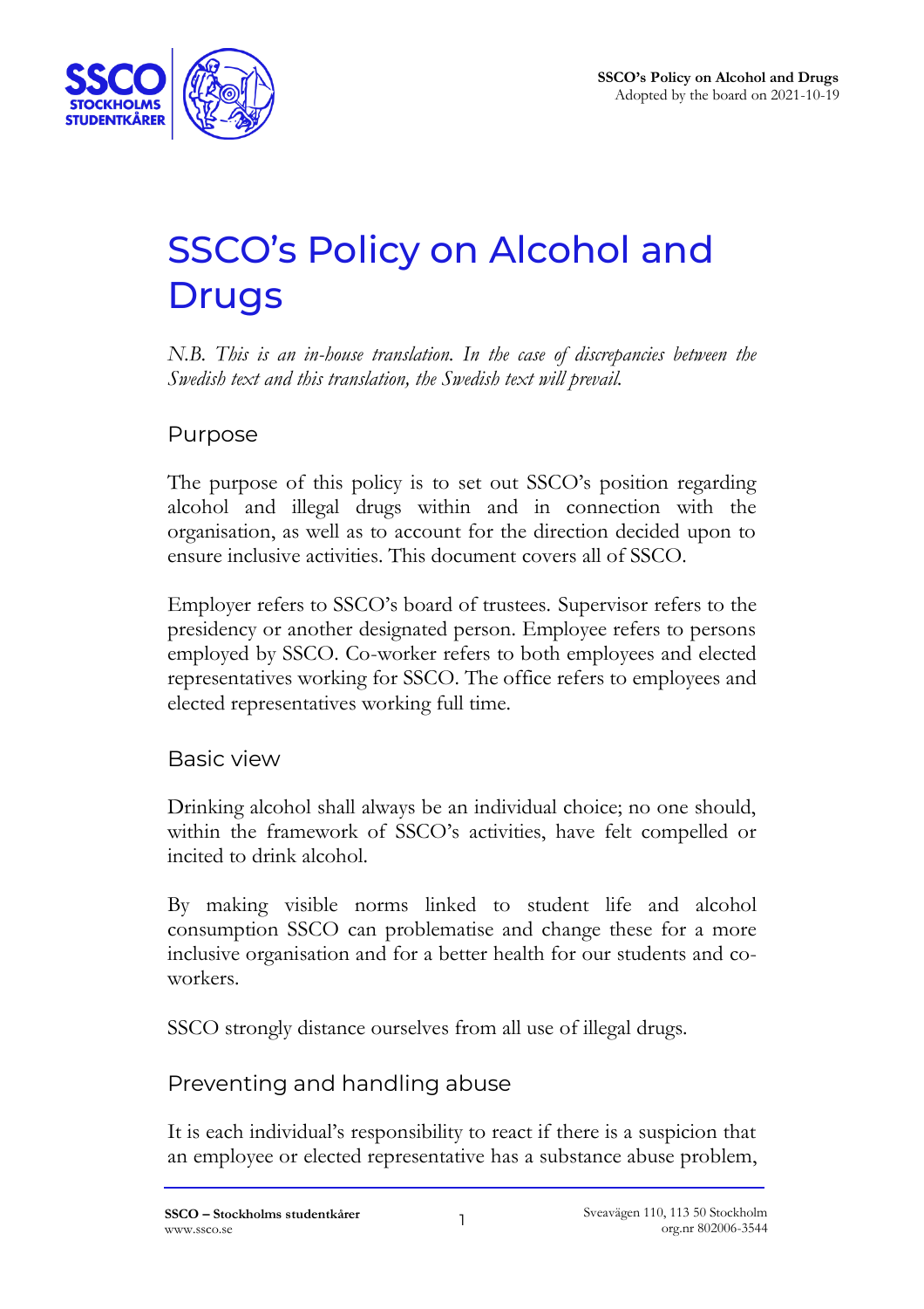# SSCO's Policy on Alcohol and Drugs

*N.B. This is an in-house translation. In the case of discrepancies between the Swedish text and this translation, the Swedish text will prevail.*

## Purpose

The purpose of this policy is to set out SSCO's position regarding alcohol and illegal drugs within and in connection with the organisation, as well as to account for the direction decided upon to ensure inclusive activities. This document covers all of SSCO.

Employer refers to SSCO's board of trustees. Supervisor refers to the presidency or another designated person. Employee refers to persons employed by SSCO. Co-worker refers to both employees and elected representatives working for SSCO. The office refers to employees and elected representatives working full time.

## Basic view

Drinking alcohol shall always be an individual choice; no one should, within the framework of SSCO's activities, have felt compelled or incited to drink alcohol.

By making visible norms linked to student life and alcohol consumption SSCO can problematise and change these for a more inclusive organisation and for a better health for our students and co-workers.

SSCO strongly distance ourselves from all use of illegal drugs.

## Preventing and handling abuse

It is each individual's responsibility to react if there is a suspicion that an employee or elected representative has a substance abuse problem,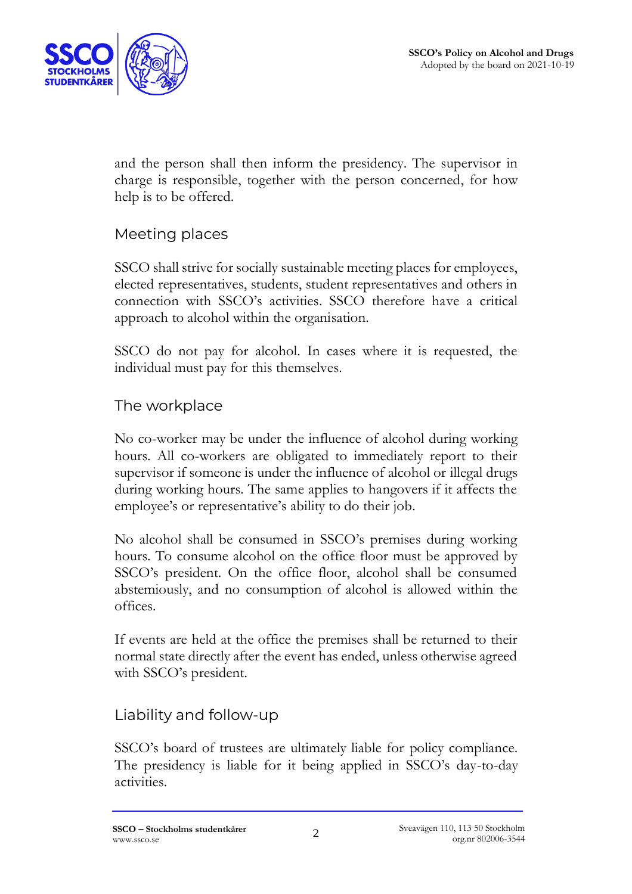and the person shall then inform the presidency. The supervisor in charge is responsible, together with the person concerned, for how help is to be offered.

## Meeting places

SSCO shall strive for socially sustainable meeting places for employees, elected representatives, students, student representatives and others in connection with SSCO's activities. SSCO therefore have a critical approach to alcohol within the organisation.

SSCO do not pay for alcohol. In cases where it is requested, the individual must pay for this themselves.

## The workplace

No co-worker may be under the influence of alcohol during working hours. All co-workers are obligated to immediately report to their supervisor if someone is under the influence of alcohol or illegal drugs during working hours. The same applies to hangovers if it affects the employee's or representative's ability to do their job.

No alcohol shall be consumed in SSCO's premises during working hours. To consume alcohol on the office floor must be approved by SSCO's president. On the office floor, alcohol shall be consumed abstemiously, and no consumption of alcohol is allowed within the offices.

If events are held at the office the premises shall be returned to their normal state directly after the event has ended, unless otherwise agreed with SSCO's president.

## Liability and follow-up

SSCO's board of trustees are ultimately liable for policy compliance. The presidency is liable for it being applied in SSCO's day-to-day activities.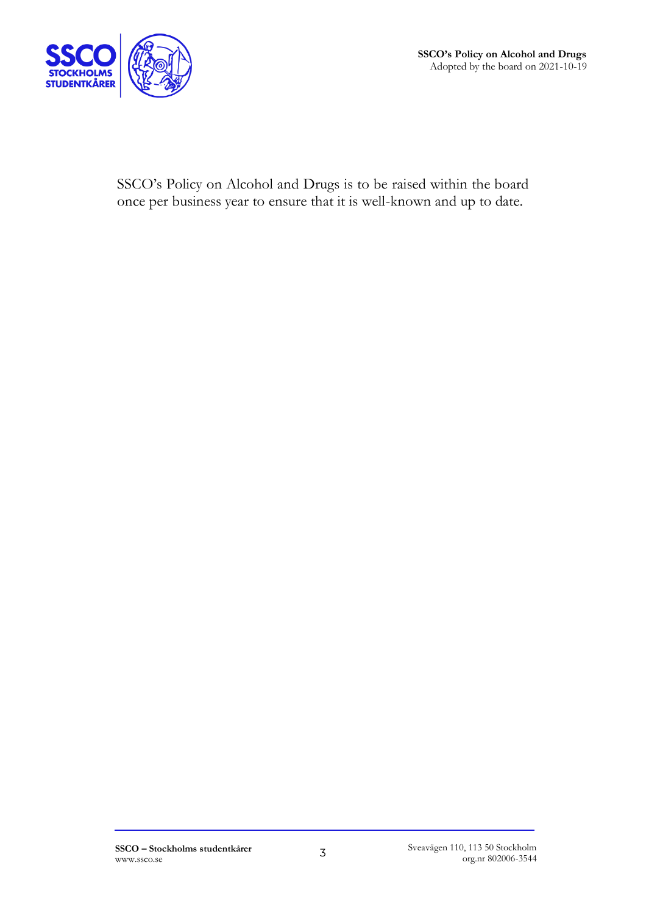SSCO's Policy on Alcohol and Drugs is to be raised within the board once per business year to ensure that it is well-known and up to date.